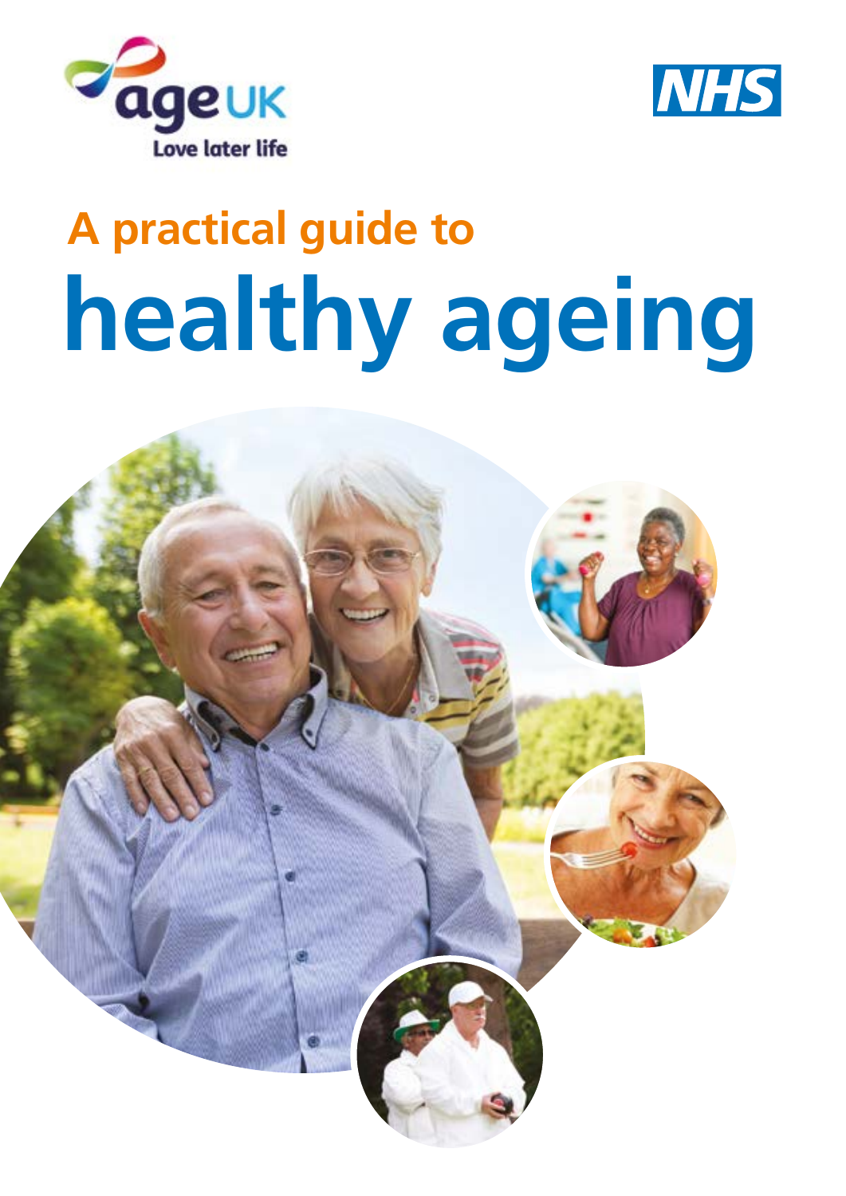age UK

Love later life

NHS

# A practical guide to healthy ageing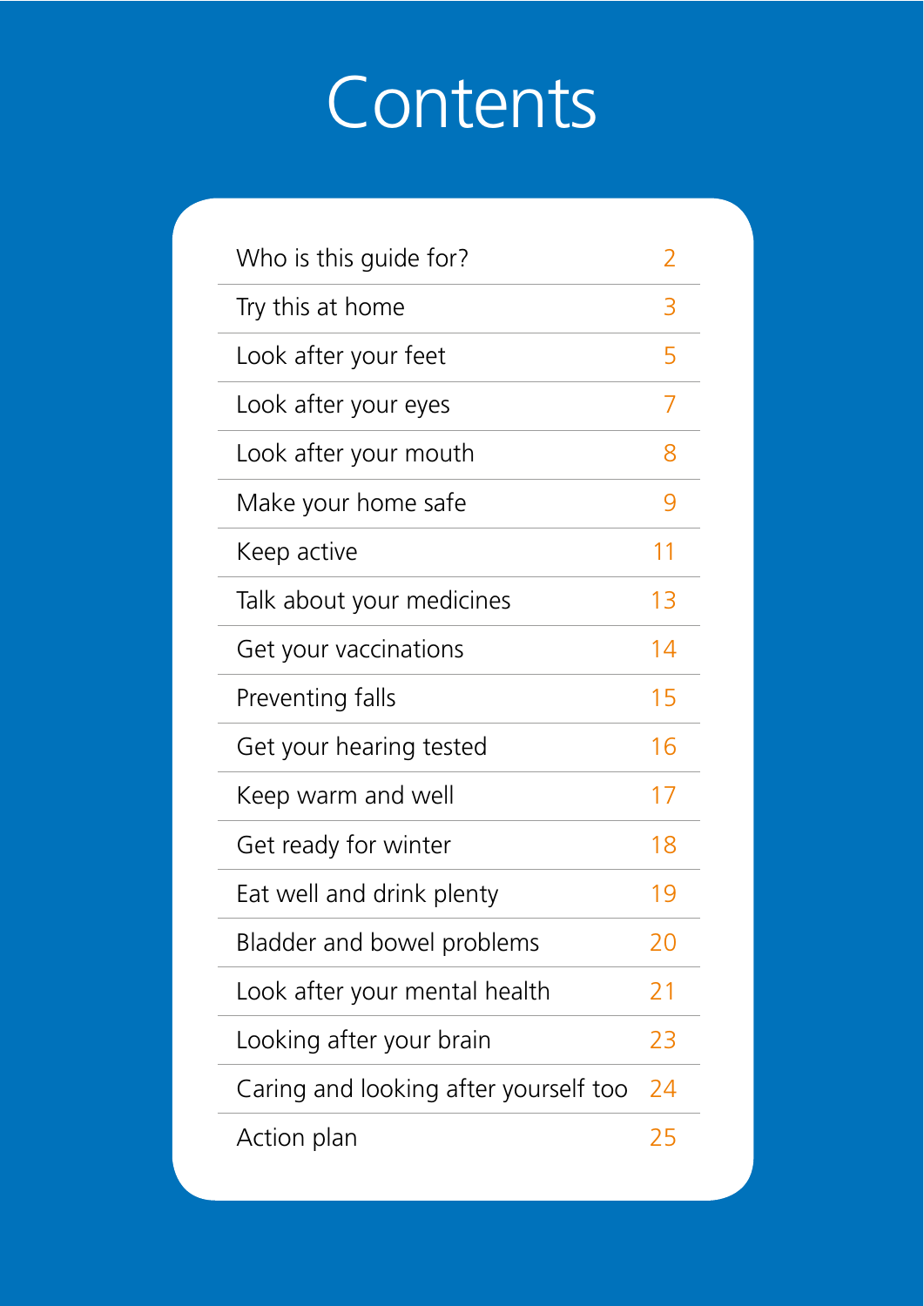# Contents

| | |
|---|---|
| Who is this guide for? | 2 |
| Try this at home | 3 |
| Look after your feet | 5 |
| Look after your eyes | 7 |
| Look after your mouth | 8 |
| Make your home safe | 9 |
| Keep active | 11 |
| Talk about your medicines | 13 |
| Get your vaccinations | 14 |
| Preventing falls | 15 |
| Get your hearing tested | 16 |
| Keep warm and well | 17 |
| Get ready for winter | 18 |
| Eat well and drink plenty | 19 |
| Bladder and bowel problems | 20 |
| Look after your mental health | 21 |
| Looking after your brain | 23 |
| Caring and looking after yourself too | 24 |
| Action plan | 25 |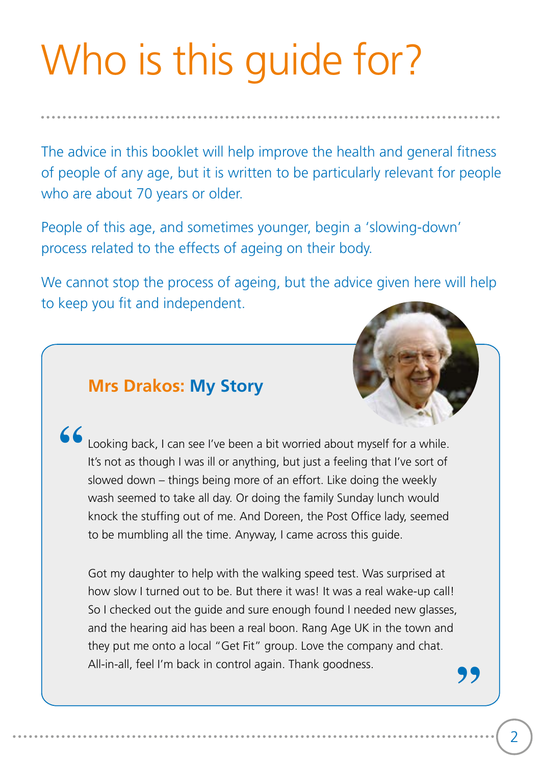# Who is this guide for?

The advice in this booklet will help improve the health and general fitness of people of any age, but it is written to be particularly relevant for people who are about 70 years or older.

People of this age, and sometimes younger, begin a 'slowing-down' process related to the effects of ageing on their body.

We cannot stop the process of ageing, but the advice given here will help to keep you fit and independent.

## Mrs Drakos: My Story

"Looking back, I can see I've been a bit worried about myself for a while. It's not as though I was ill or anything, but just a feeling that I've sort of slowed down – things being more of an effort. Like doing the weekly wash seemed to take all day. Or doing the family Sunday lunch would knock the stuffing out of me. And Doreen, the Post Office lady, seemed to be mumbling all the time. Anyway, I came across this guide.

Got my daughter to help with the walking speed test. Was surprised at how slow I turned out to be. But there it was! It was a real wake-up call! So I checked out the guide and sure enough found I needed new glasses, and the hearing aid has been a real boon. Rang Age UK in the town and they put me onto a local "Get Fit" group. Love the company and chat. All-in-all, feel I'm back in control again. Thank goodness."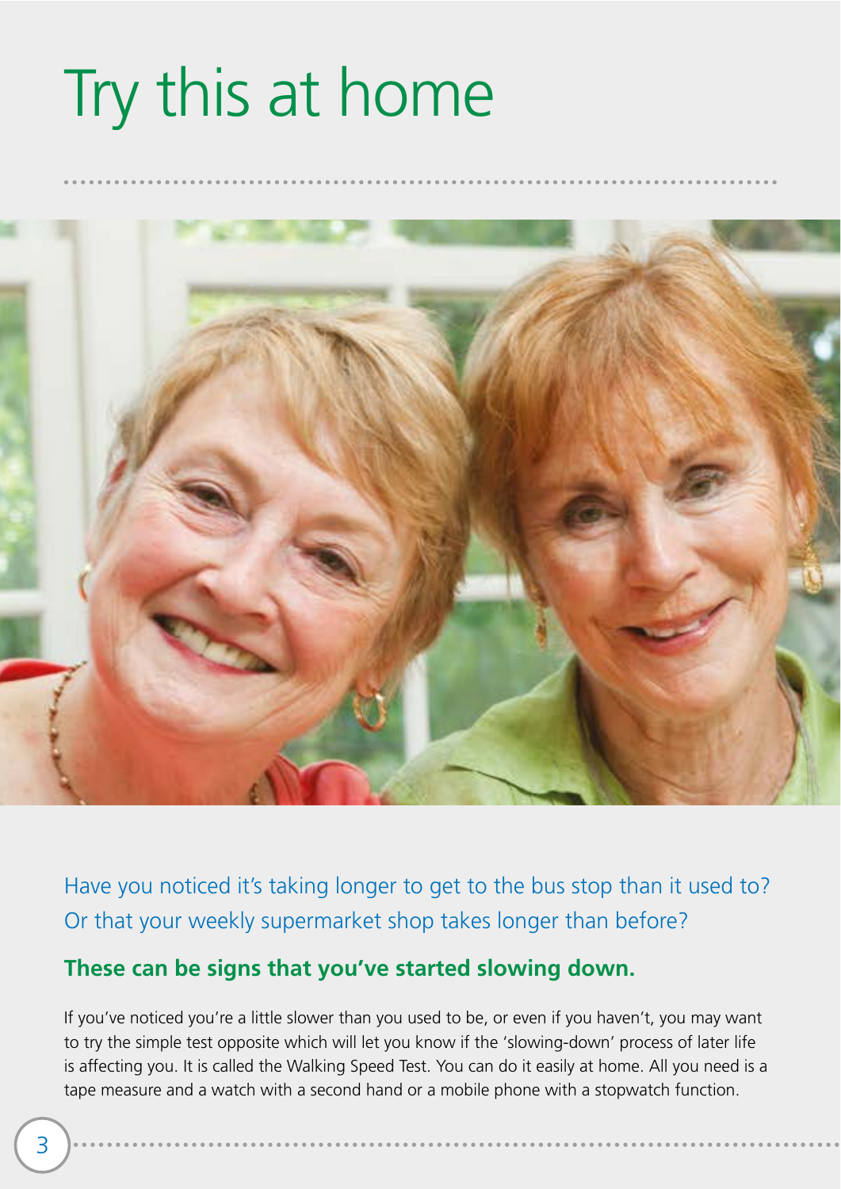# Try this at home

Have you noticed it's taking longer to get to the bus stop than it used to? Or that your weekly supermarket shop takes longer than before?

**These can be signs that you've started slowing down.**

If you've noticed you're a little slower than you used to be, or even if you haven't, you may want to try the simple test opposite which will let you know if the 'slowing-down' process of later life is affecting you. It is called the Walking Speed Test. You can do it easily at home. All you need is a tape measure and a watch with a second hand or a mobile phone with a stopwatch function.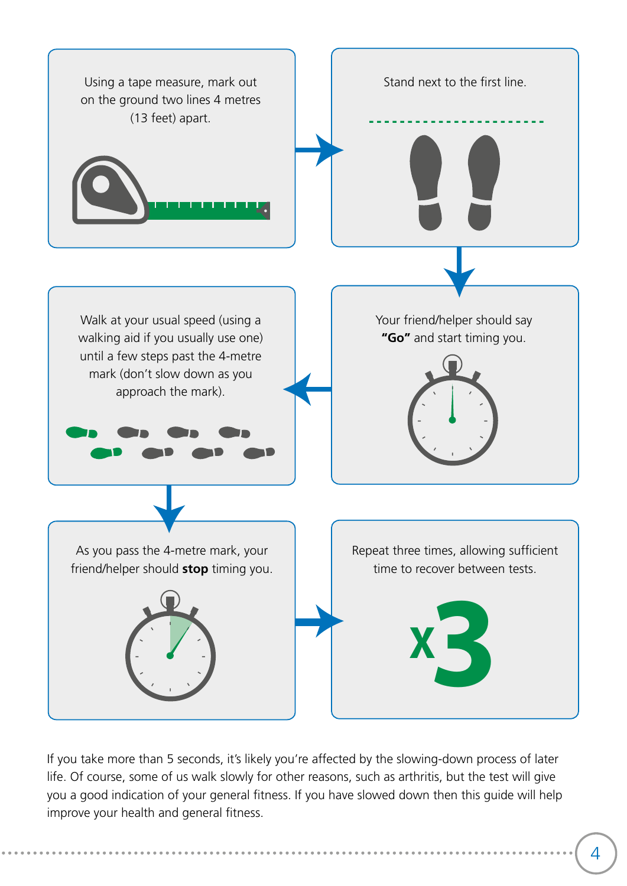Using a tape measure, mark out on the ground two lines 4 metres (13 feet) apart.

Stand next to the first line.

Your friend/helper should say **"Go"** and start timing you.

Walk at your usual speed (using a walking aid if you usually use one) until a few steps past the 4-metre mark (don't slow down as you approach the mark).

As you pass the 4-metre mark, your friend/helper should **stop** timing you.

Repeat three times, allowing sufficient time to recover between tests.

x3

If you take more than 5 seconds, it's likely you're affected by the slowing-down process of later life. Of course, some of us walk slowly for other reasons, such as arthritis, but the test will give you a good indication of your general fitness. If you have slowed down then this guide will help improve your health and general fitness.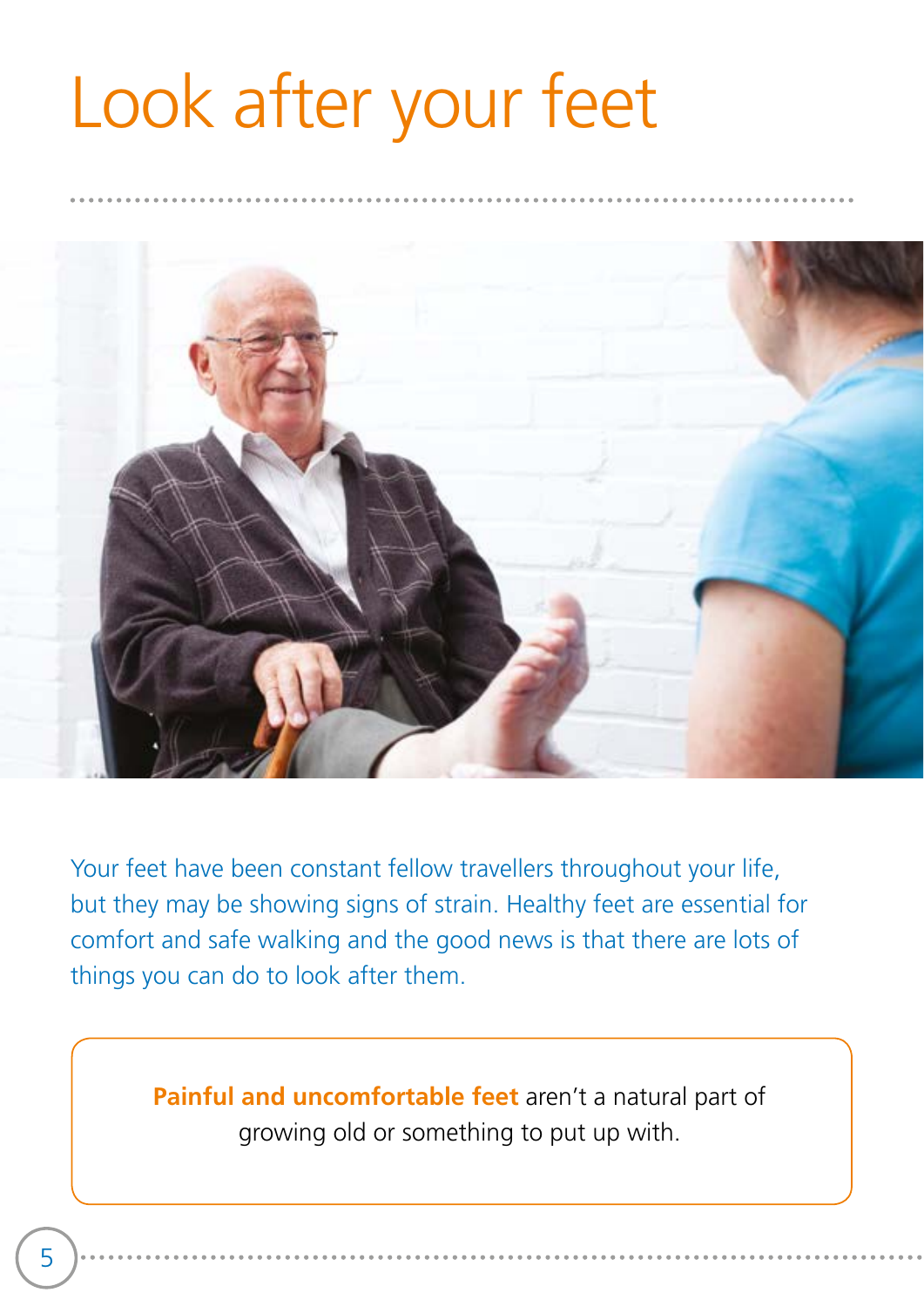# Look after your feet

Your feet have been constant fellow travellers throughout your life, but they may be showing signs of strain. Healthy feet are essential for comfort and safe walking and the good news is that there are lots of things you can do to look after them.

> **Painful and uncomfortable feet** aren't a natural part of growing old or something to put up with.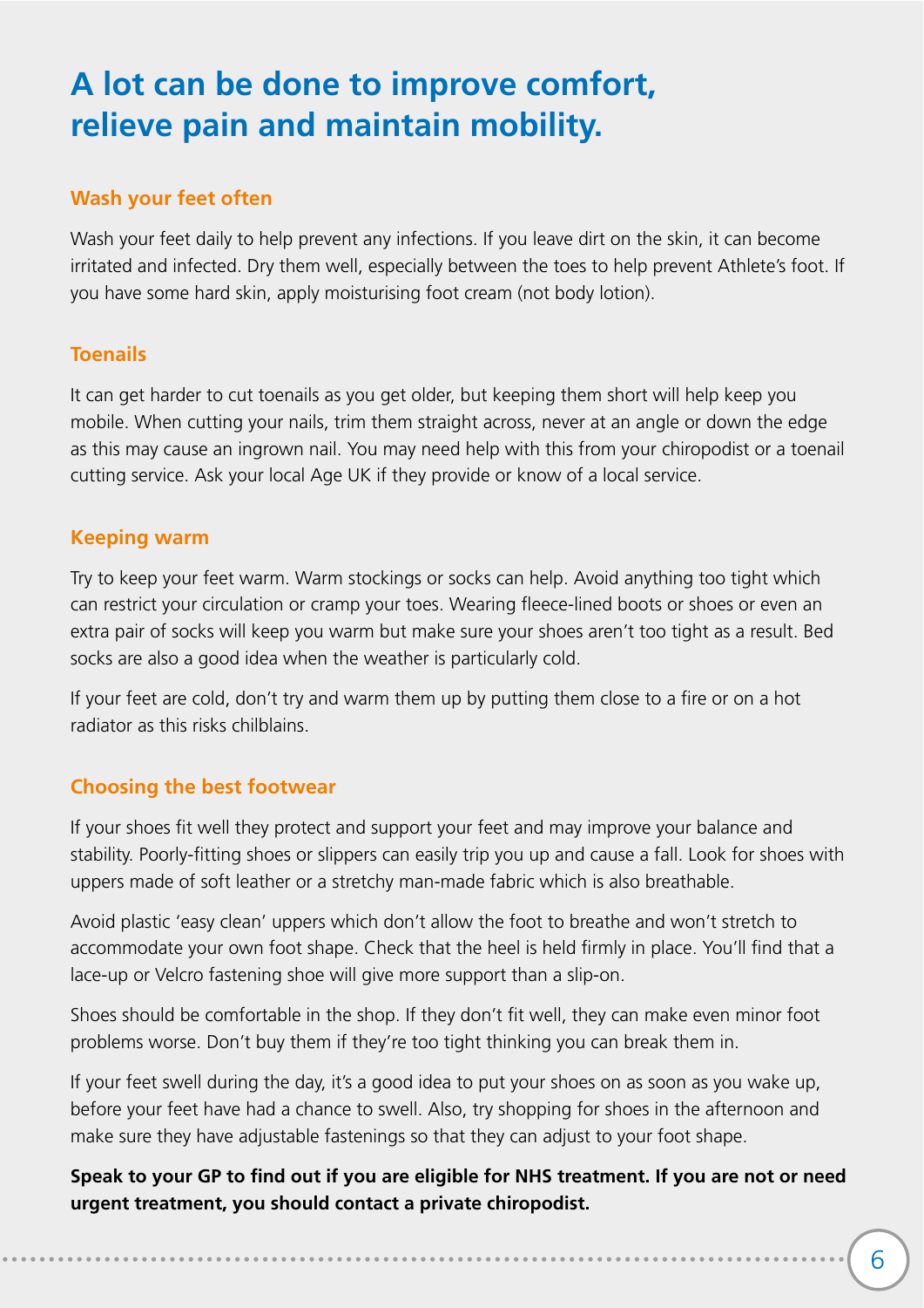# A lot can be done to improve comfort, relieve pain and maintain mobility.

### Wash your feet often

Wash your feet daily to help prevent any infections. If you leave dirt on the skin, it can become irritated and infected. Dry them well, especially between the toes to help prevent Athlete's foot. If you have some hard skin, apply moisturising foot cream (not body lotion).

### Toenails

It can get harder to cut toenails as you get older, but keeping them short will help keep you mobile. When cutting your nails, trim them straight across, never at an angle or down the edge as this may cause an ingrown nail. You may need help with this from your chiropodist or a toenail cutting service. Ask your local Age UK if they provide or know of a local service.

### Keeping warm

Try to keep your feet warm. Warm stockings or socks can help. Avoid anything too tight which can restrict your circulation or cramp your toes. Wearing fleece-lined boots or shoes or even an extra pair of socks will keep you warm but make sure your shoes aren't too tight as a result. Bed socks are also a good idea when the weather is particularly cold.

If your feet are cold, don't try and warm them up by putting them close to a fire or on a hot radiator as this risks chilblains.

### Choosing the best footwear

If your shoes fit well they protect and support your feet and may improve your balance and stability. Poorly-fitting shoes or slippers can easily trip you up and cause a fall. Look for shoes with uppers made of soft leather or a stretchy man-made fabric which is also breathable.

Avoid plastic 'easy clean' uppers which don't allow the foot to breathe and won't stretch to accommodate your own foot shape. Check that the heel is held firmly in place. You'll find that a lace-up or Velcro fastening shoe will give more support than a slip-on.

Shoes should be comfortable in the shop. If they don't fit well, they can make even minor foot problems worse. Don't buy them if they're too tight thinking you can break them in.

If your feet swell during the day, it's a good idea to put your shoes on as soon as you wake up, before your feet have had a chance to swell. Also, try shopping for shoes in the afternoon and make sure they have adjustable fastenings so that they can adjust to your foot shape.

**Speak to your GP to find out if you are eligible for NHS treatment. If you are not or need urgent treatment, you should contact a private chiropodist.**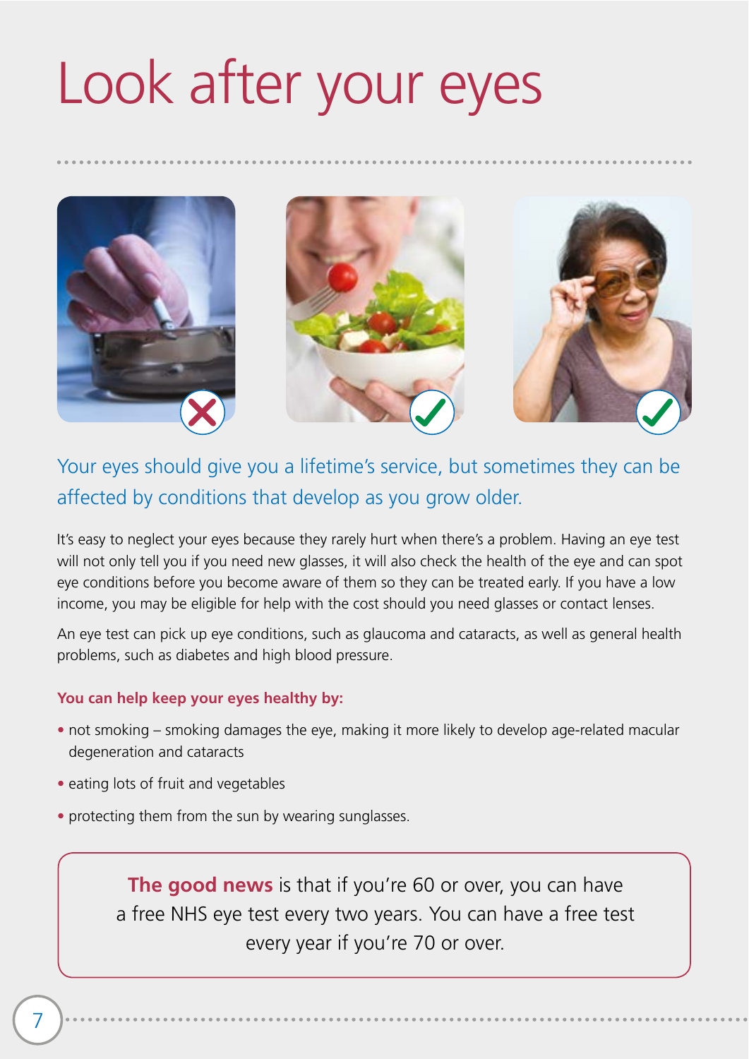# Look after your eyes

Your eyes should give you a lifetime's service, but sometimes they can be affected by conditions that develop as you grow older.

It's easy to neglect your eyes because they rarely hurt when there's a problem. Having an eye test will not only tell you if you need new glasses, it will also check the health of the eye and can spot eye conditions before you become aware of them so they can be treated early. If you have a low income, you may be eligible for help with the cost should you need glasses or contact lenses.

An eye test can pick up eye conditions, such as glaucoma and cataracts, as well as general health problems, such as diabetes and high blood pressure.

**You can help keep your eyes healthy by:**

- not smoking – smoking damages the eye, making it more likely to develop age-related macular degeneration and cataracts
- eating lots of fruit and vegetables
- protecting them from the sun by wearing sunglasses.

**The good news** is that if you're 60 or over, you can have a free NHS eye test every two years. You can have a free test every year if you're 70 or over.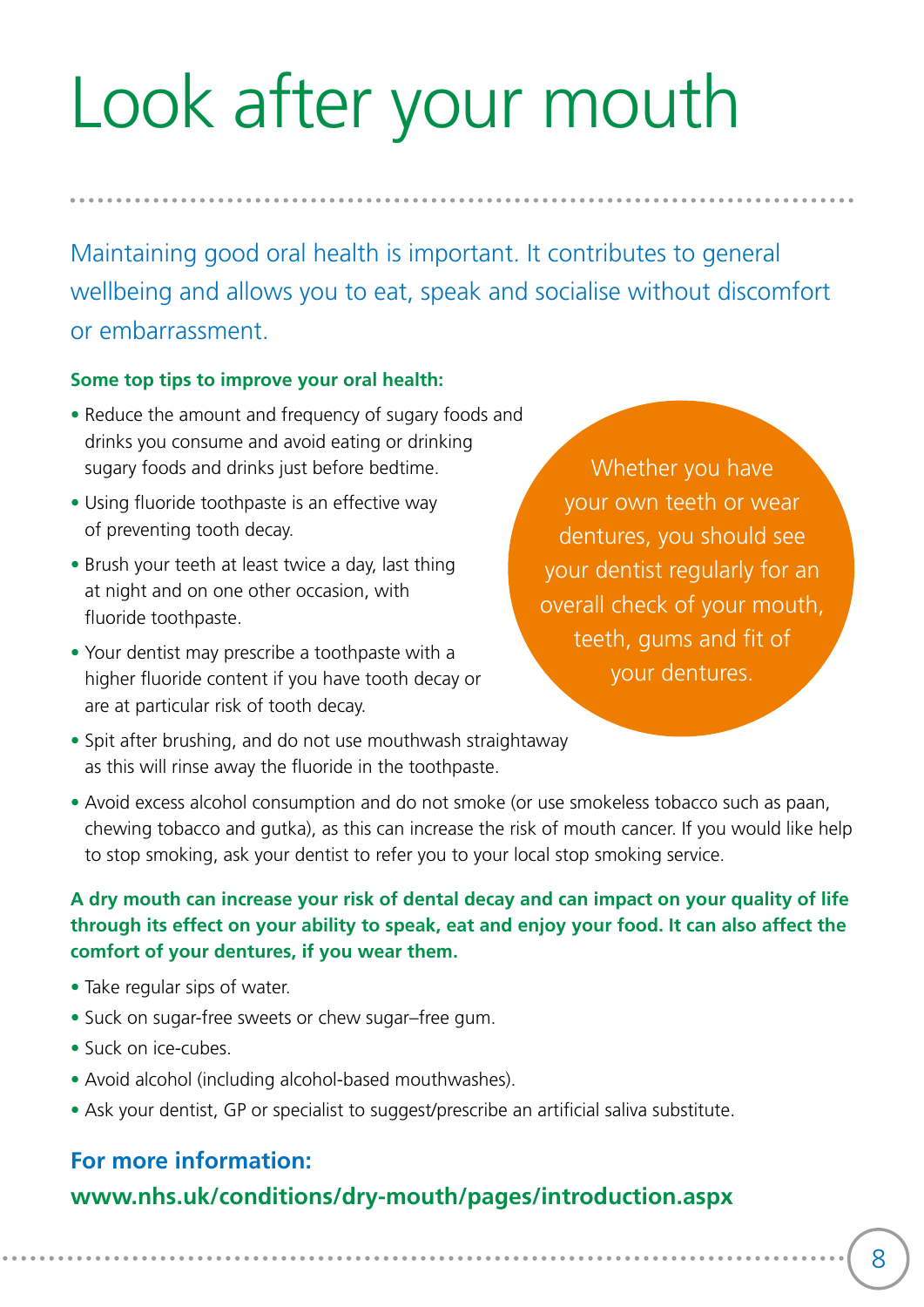# Look after your mouth

Maintaining good oral health is important. It contributes to general wellbeing and allows you to eat, speak and socialise without discomfort or embarrassment.

**Some top tips to improve your oral health:**

- Reduce the amount and frequency of sugary foods and drinks you consume and avoid eating or drinking sugary foods and drinks just before bedtime.
- Using fluoride toothpaste is an effective way of preventing tooth decay.
- Brush your teeth at least twice a day, last thing at night and on one other occasion, with fluoride toothpaste.
- Your dentist may prescribe a toothpaste with a higher fluoride content if you have tooth decay or are at particular risk of tooth decay.
- Spit after brushing, and do not use mouthwash straightaway as this will rinse away the fluoride in the toothpaste.
- Avoid excess alcohol consumption and do not smoke (or use smokeless tobacco such as paan, chewing tobacco and gutka), as this can increase the risk of mouth cancer. If you would like help to stop smoking, ask your dentist to refer you to your local stop smoking service.

Whether you have your own teeth or wear dentures, you should see your dentist regularly for an overall check of your mouth, teeth, gums and fit of your dentures.

**A dry mouth can increase your risk of dental decay and can impact on your quality of life through its effect on your ability to speak, eat and enjoy your food. It can also affect the comfort of your dentures, if you wear them.**

- Take regular sips of water.
- Suck on sugar-free sweets or chew sugar–free gum.
- Suck on ice-cubes.
- Avoid alcohol (including alcohol-based mouthwashes).
- Ask your dentist, GP or specialist to suggest/prescribe an artificial saliva substitute.

**For more information:**

**www.nhs.uk/conditions/dry-mouth/pages/introduction.aspx**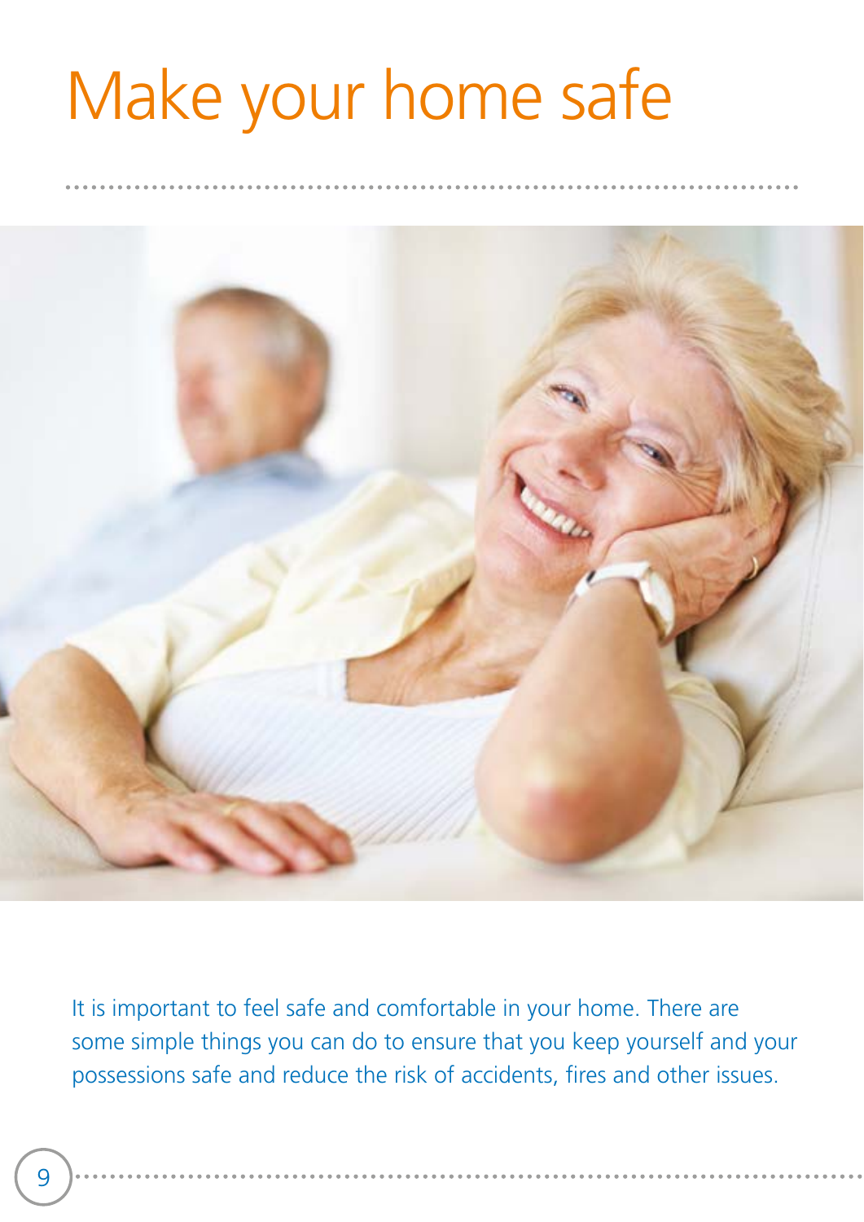# Make your home safe

It is important to feel safe and comfortable in your home. There are some simple things you can do to ensure that you keep yourself and your possessions safe and reduce the risk of accidents, fires and other issues.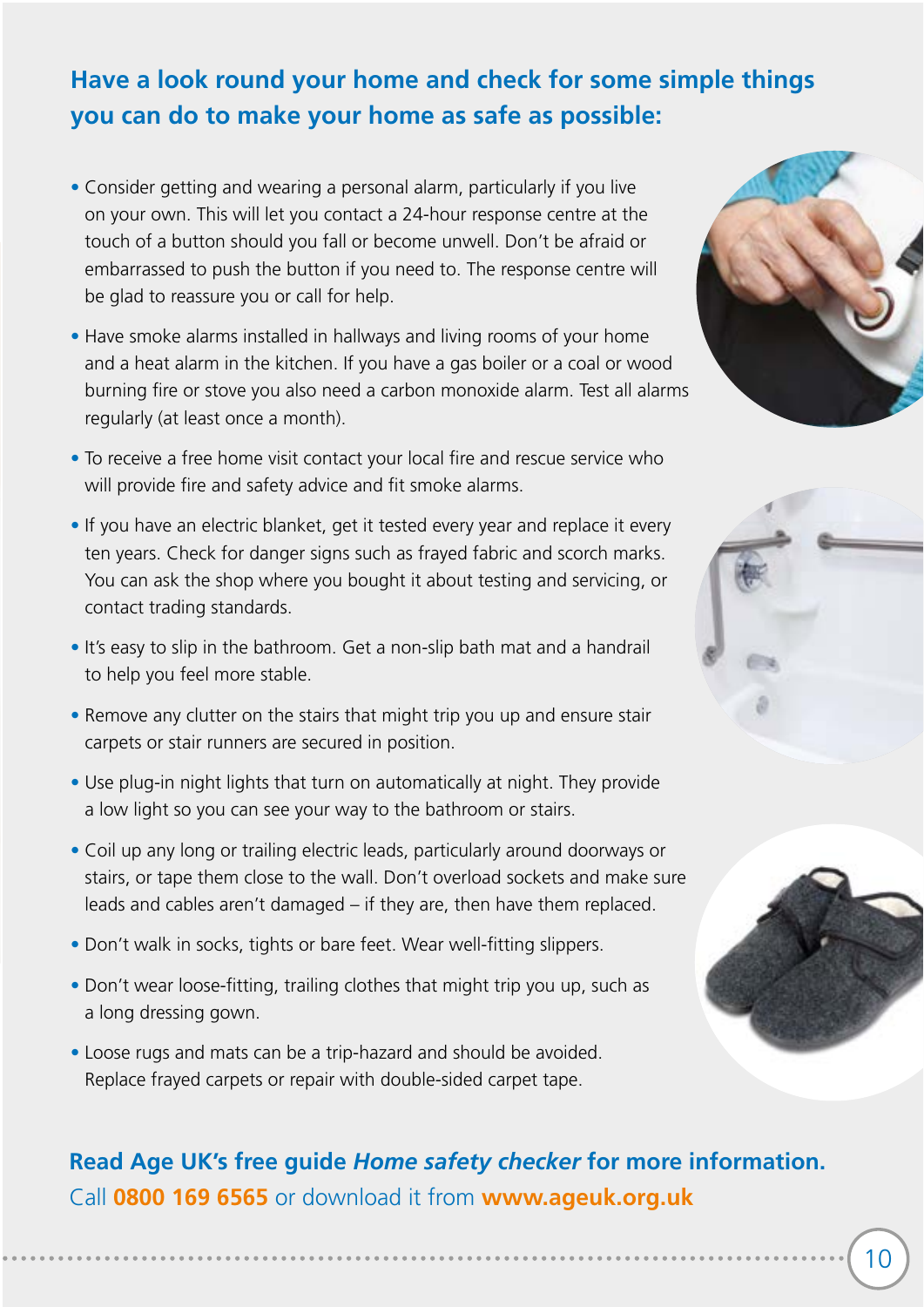## Have a look round your home and check for some simple things you can do to make your home as safe as possible:

- Consider getting and wearing a personal alarm, particularly if you live on your own. This will let you contact a 24-hour response centre at the touch of a button should you fall or become unwell. Don't be afraid or embarrassed to push the button if you need to. The response centre will be glad to reassure you or call for help.
- Have smoke alarms installed in hallways and living rooms of your home and a heat alarm in the kitchen. If you have a gas boiler or a coal or wood burning fire or stove you also need a carbon monoxide alarm. Test all alarms regularly (at least once a month).
- To receive a free home visit contact your local fire and rescue service who will provide fire and safety advice and fit smoke alarms.
- If you have an electric blanket, get it tested every year and replace it every ten years. Check for danger signs such as frayed fabric and scorch marks. You can ask the shop where you bought it about testing and servicing, or contact trading standards.
- It's easy to slip in the bathroom. Get a non-slip bath mat and a handrail to help you feel more stable.
- Remove any clutter on the stairs that might trip you up and ensure stair carpets or stair runners are secured in position.
- Use plug-in night lights that turn on automatically at night. They provide a low light so you can see your way to the bathroom or stairs.
- Coil up any long or trailing electric leads, particularly around doorways or stairs, or tape them close to the wall. Don't overload sockets and make sure leads and cables aren't damaged – if they are, then have them replaced.
- Don't walk in socks, tights or bare feet. Wear well-fitting slippers.
- Don't wear loose-fitting, trailing clothes that might trip you up, such as a long dressing gown.
- Loose rugs and mats can be a trip-hazard and should be avoided. Replace frayed carpets or repair with double-sided carpet tape.

**Read Age UK's free guide *Home safety checker* for more information.**
Call **0800 169 6565** or download it from **www.ageuk.org.uk**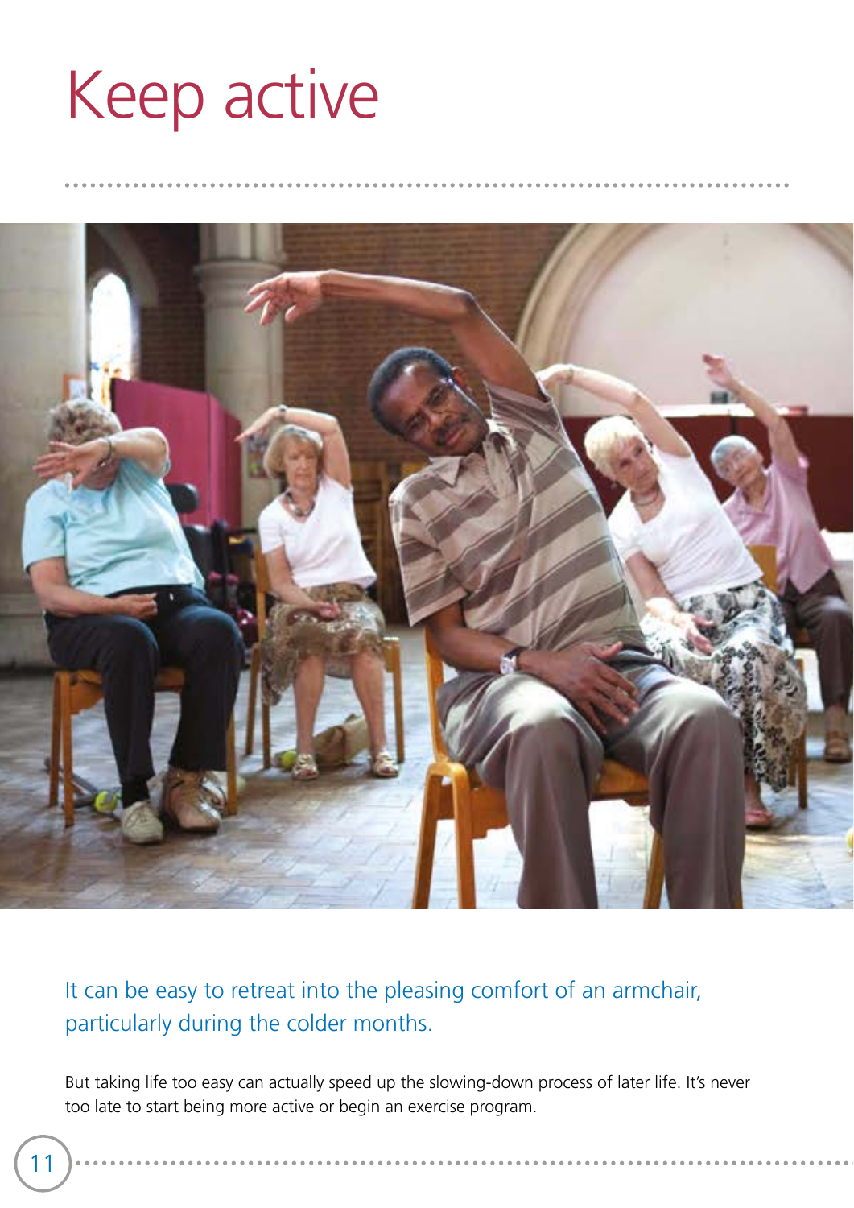# Keep active

It can be easy to retreat into the pleasing comfort of an armchair, particularly during the colder months.

But taking life too easy can actually speed up the slowing-down process of later life. It's never too late to start being more active or begin an exercise program.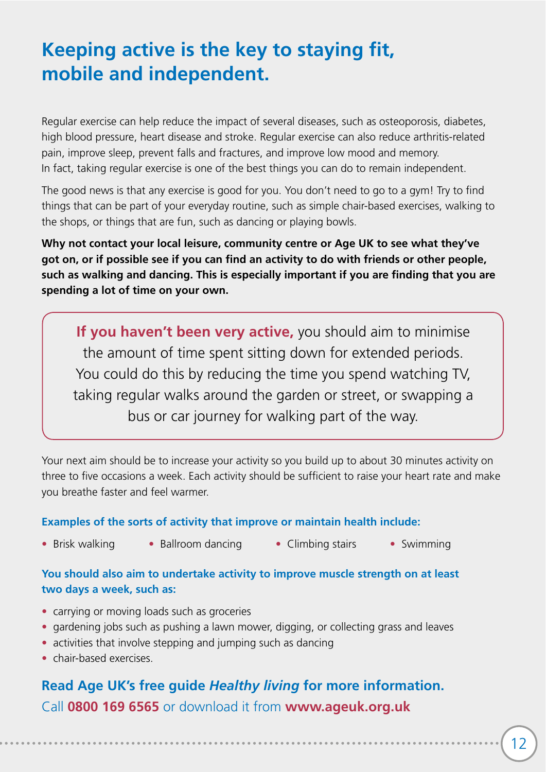# Keeping active is the key to staying fit, mobile and independent.

Regular exercise can help reduce the impact of several diseases, such as osteoporosis, diabetes, high blood pressure, heart disease and stroke. Regular exercise can also reduce arthritis-related pain, improve sleep, prevent falls and fractures, and improve low mood and memory. In fact, taking regular exercise is one of the best things you can do to remain independent.

The good news is that any exercise is good for you. You don't need to go to a gym! Try to find things that can be part of your everyday routine, such as simple chair-based exercises, walking to the shops, or things that are fun, such as dancing or playing bowls.

**Why not contact your local leisure, community centre or Age UK to see what they've got on, or if possible see if you can find an activity to do with friends or other people, such as walking and dancing. This is especially important if you are finding that you are spending a lot of time on your own.**

**If you haven't been very active,** you should aim to minimise the amount of time spent sitting down for extended periods. You could do this by reducing the time you spend watching TV, taking regular walks around the garden or street, or swapping a bus or car journey for walking part of the way.

Your next aim should be to increase your activity so you build up to about 30 minutes activity on three to five occasions a week. Each activity should be sufficient to raise your heart rate and make you breathe faster and feel warmer.

**Examples of the sorts of activity that improve or maintain health include:**

- Brisk walking
- Ballroom dancing
- Climbing stairs
- Swimming

**You should also aim to undertake activity to improve muscle strength on at least two days a week, such as:**

- carrying or moving loads such as groceries
- gardening jobs such as pushing a lawn mower, digging, or collecting grass and leaves
- activities that involve stepping and jumping such as dancing
- chair-based exercises.

**Read Age UK's free guide *Healthy living* for more information.**
Call **0800 169 6565** or download it from **www.ageuk.org.uk**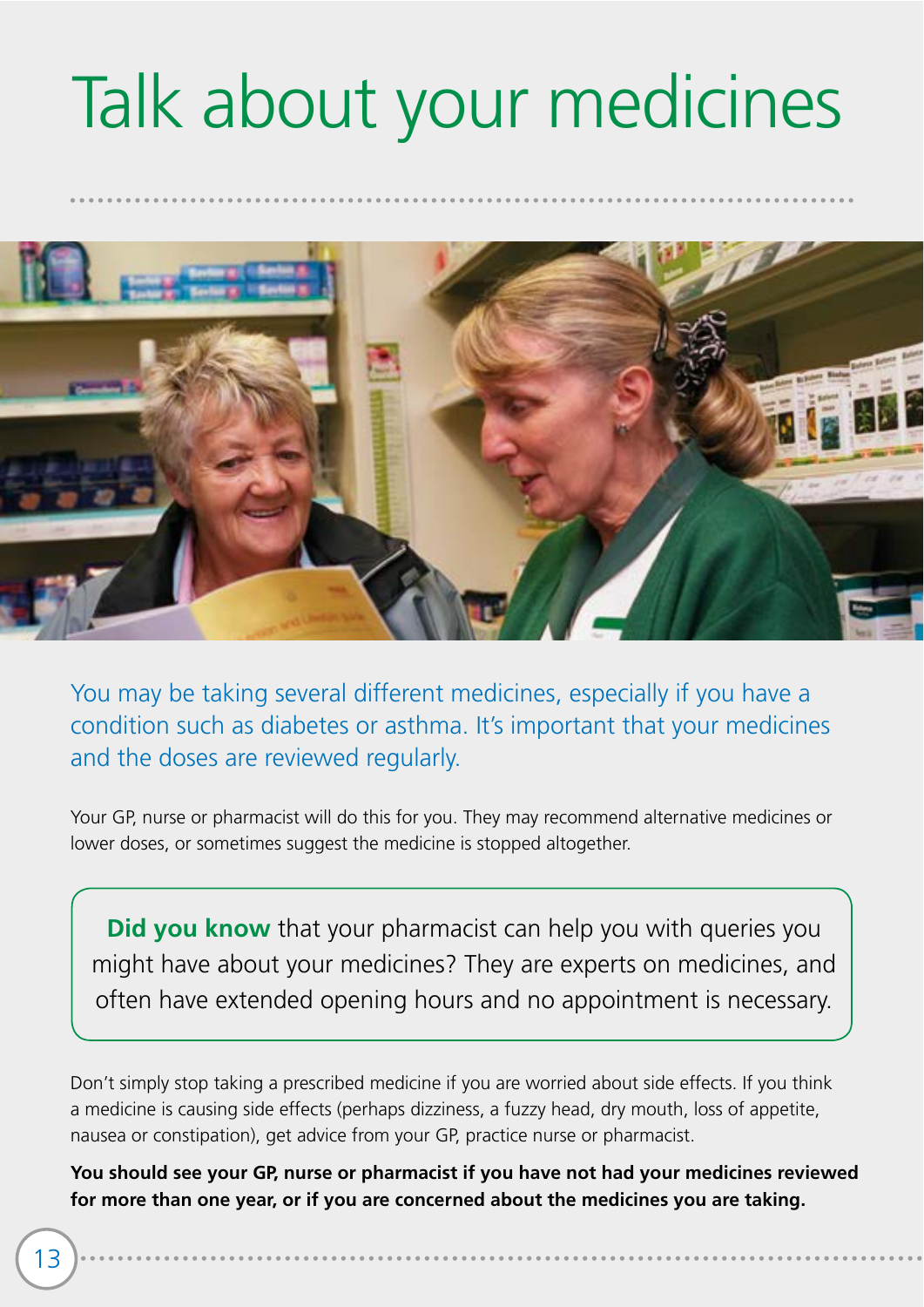# Talk about your medicines

You may be taking several different medicines, especially if you have a condition such as diabetes or asthma. It's important that your medicines and the doses are reviewed regularly.

Your GP, nurse or pharmacist will do this for you. They may recommend alternative medicines or lower doses, or sometimes suggest the medicine is stopped altogether.

> **Did you know** that your pharmacist can help you with queries you might have about your medicines? They are experts on medicines, and often have extended opening hours and no appointment is necessary.

Don't simply stop taking a prescribed medicine if you are worried about side effects. If you think a medicine is causing side effects (perhaps dizziness, a fuzzy head, dry mouth, loss of appetite, nausea or constipation), get advice from your GP, practice nurse or pharmacist.

**You should see your GP, nurse or pharmacist if you have not had your medicines reviewed for more than one year, or if you are concerned about the medicines you are taking.**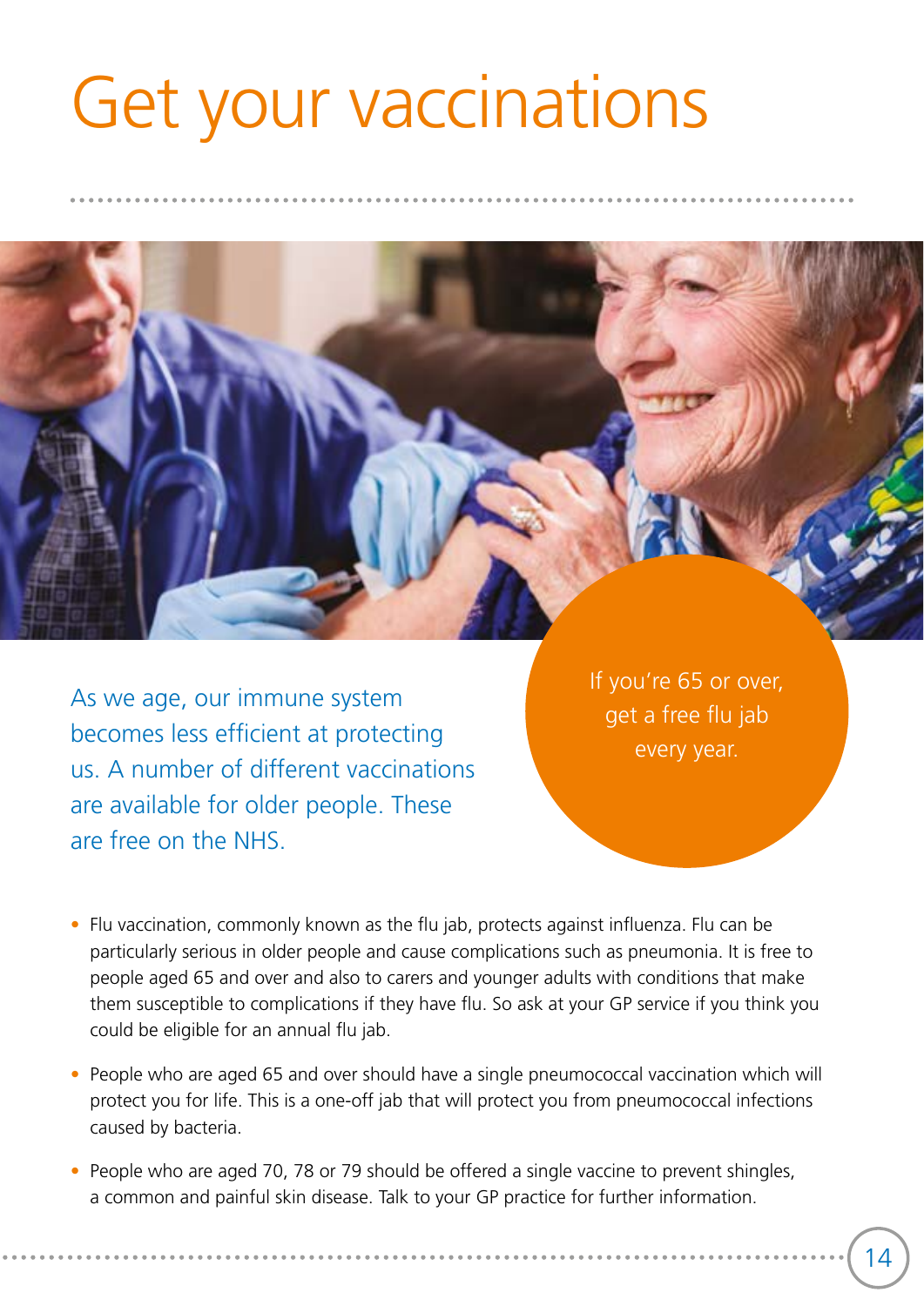# Get your vaccinations

As we age, our immune system becomes less efficient at protecting us. A number of different vaccinations are available for older people. These are free on the NHS.

If you're 65 or over, get a free flu jab every year.

- Flu vaccination, commonly known as the flu jab, protects against influenza. Flu can be particularly serious in older people and cause complications such as pneumonia. It is free to people aged 65 and over and also to carers and younger adults with conditions that make them susceptible to complications if they have flu. So ask at your GP service if you think you could be eligible for an annual flu jab.
- People who are aged 65 and over should have a single pneumococcal vaccination which will protect you for life. This is a one-off jab that will protect you from pneumococcal infections caused by bacteria.
- People who are aged 70, 78 or 79 should be offered a single vaccine to prevent shingles, a common and painful skin disease. Talk to your GP practice for further information.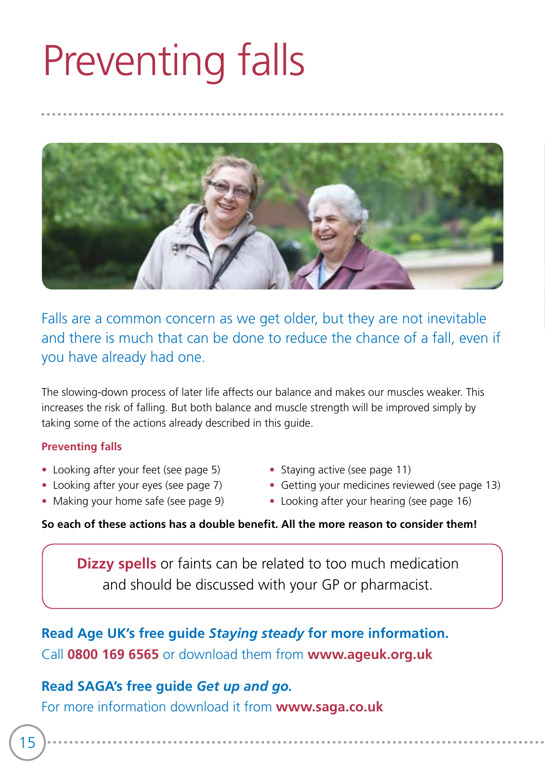# Preventing falls

Falls are a common concern as we get older, but they are not inevitable and there is much that can be done to reduce the chance of a fall, even if you have already had one.

The slowing-down process of later life affects our balance and makes our muscles weaker. This increases the risk of falling. But both balance and muscle strength will be improved simply by taking some of the actions already described in this guide.

### Preventing falls

- Looking after your feet (see page 5)
- Looking after your eyes (see page 7)
- Making your home safe (see page 9)
- Staying active (see page 11)
- Getting your medicines reviewed (see page 13)
- Looking after your hearing (see page 16)

**So each of these actions has a double benefit. All the more reason to consider them!**

**Dizzy spells** or faints can be related to too much medication and should be discussed with your GP or pharmacist.

**Read Age UK's free guide *Staying steady* for more information.**
Call **0800 169 6565** or download them from **www.ageuk.org.uk**

**Read SAGA's free guide *Get up and go.***
For more information download it from **www.saga.co.uk**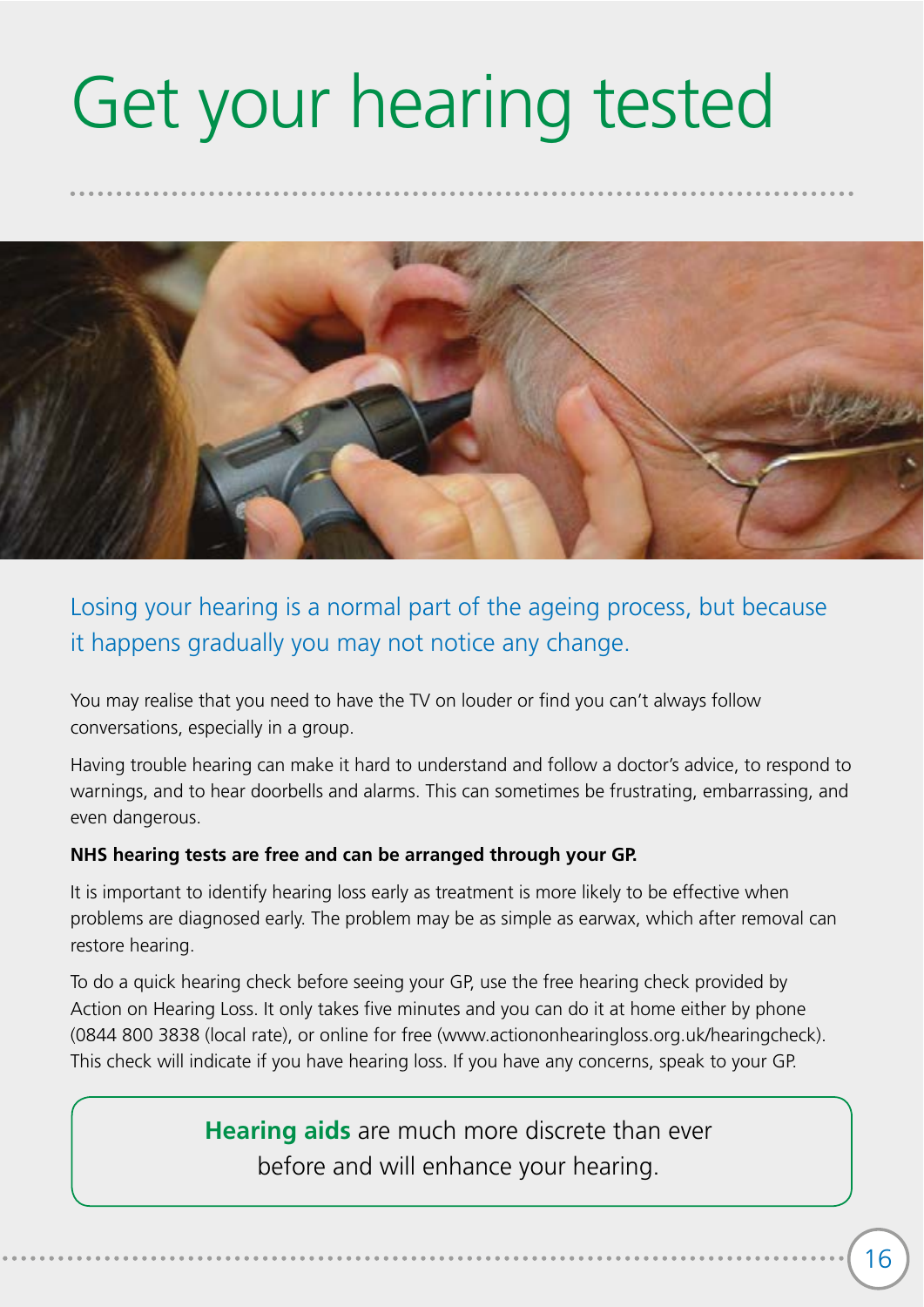# Get your hearing tested

Losing your hearing is a normal part of the ageing process, but because it happens gradually you may not notice any change.

You may realise that you need to have the TV on louder or find you can't always follow conversations, especially in a group.

Having trouble hearing can make it hard to understand and follow a doctor's advice, to respond to warnings, and to hear doorbells and alarms. This can sometimes be frustrating, embarrassing, and even dangerous.

**NHS hearing tests are free and can be arranged through your GP.**

It is important to identify hearing loss early as treatment is more likely to be effective when problems are diagnosed early. The problem may be as simple as earwax, which after removal can restore hearing.

To do a quick hearing check before seeing your GP, use the free hearing check provided by Action on Hearing Loss. It only takes five minutes and you can do it at home either by phone (0844 800 3838 (local rate), or online for free (www.actiononhearingloss.org.uk/hearingcheck). This check will indicate if you have hearing loss. If you have any concerns, speak to your GP.

> **Hearing aids** are much more discrete than ever before and will enhance your hearing.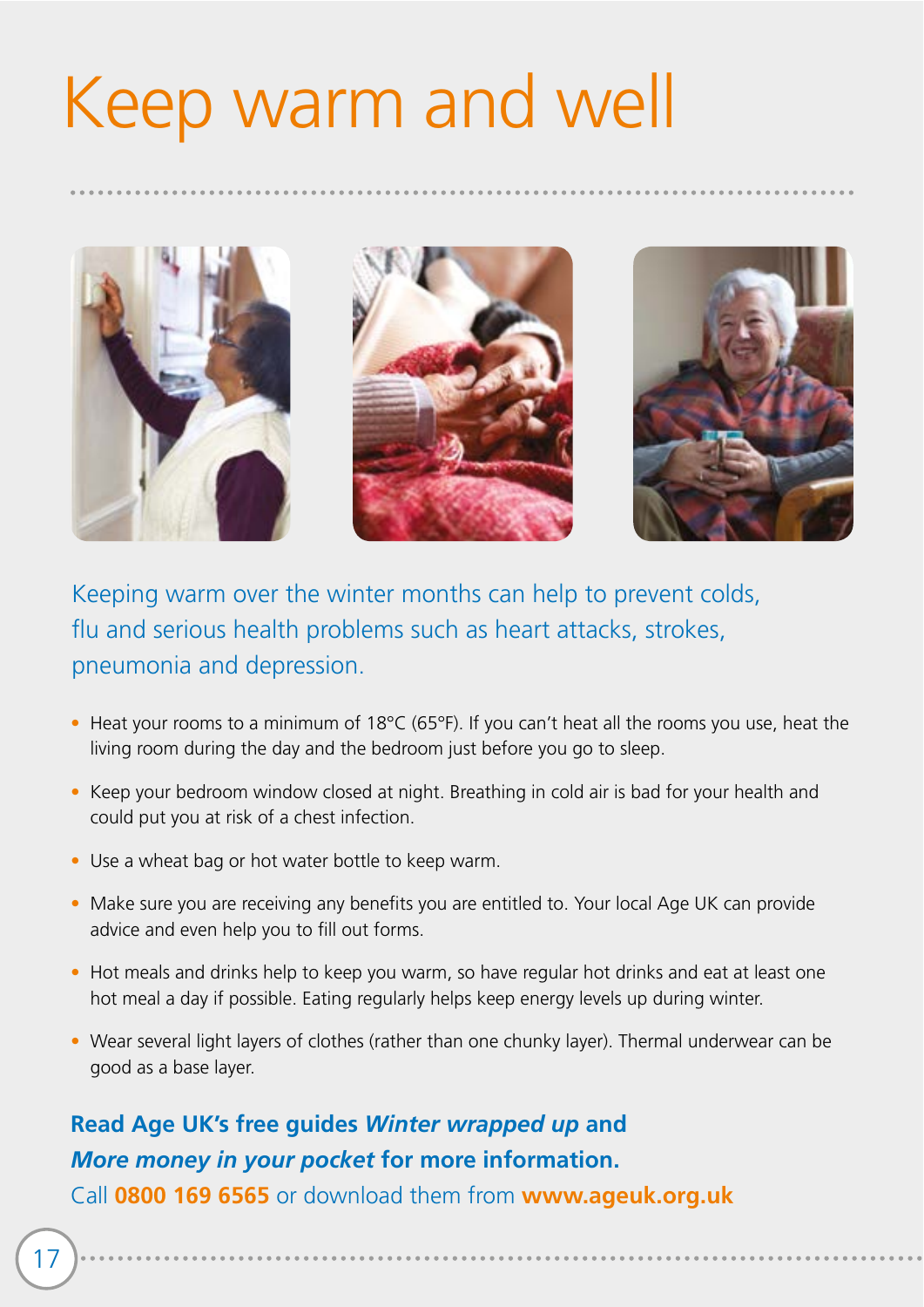# Keep warm and well

Keeping warm over the winter months can help to prevent colds, flu and serious health problems such as heart attacks, strokes, pneumonia and depression.

- Heat your rooms to a minimum of 18°C (65°F). If you can't heat all the rooms you use, heat the living room during the day and the bedroom just before you go to sleep.
- Keep your bedroom window closed at night. Breathing in cold air is bad for your health and could put you at risk of a chest infection.
- Use a wheat bag or hot water bottle to keep warm.
- Make sure you are receiving any benefits you are entitled to. Your local Age UK can provide advice and even help you to fill out forms.
- Hot meals and drinks help to keep you warm, so have regular hot drinks and eat at least one hot meal a day if possible. Eating regularly helps keep energy levels up during winter.
- Wear several light layers of clothes (rather than one chunky layer). Thermal underwear can be good as a base layer.

**Read Age UK's free guides *Winter wrapped up* and *More money in your pocket* for more information.**
Call **0800 169 6565** or download them from **www.ageuk.org.uk**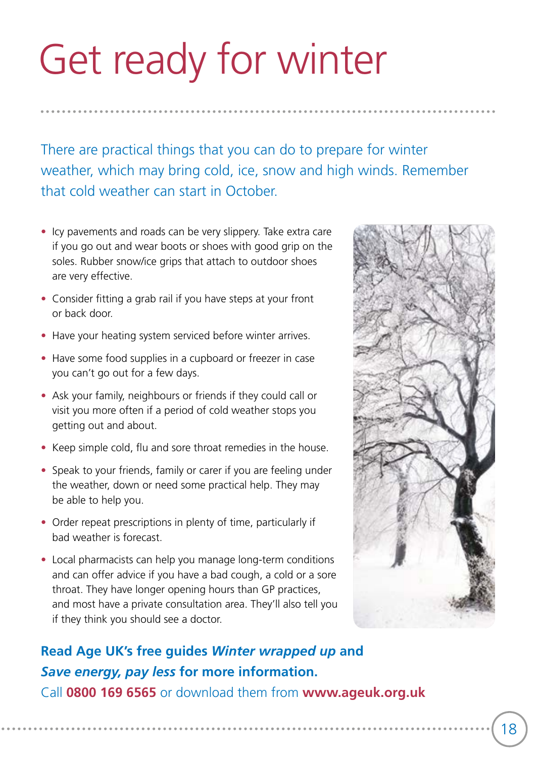# Get ready for winter

There are practical things that you can do to prepare for winter weather, which may bring cold, ice, snow and high winds. Remember that cold weather can start in October.

- Icy pavements and roads can be very slippery. Take extra care if you go out and wear boots or shoes with good grip on the soles. Rubber snow/ice grips that attach to outdoor shoes are very effective.
- Consider fitting a grab rail if you have steps at your front or back door.
- Have your heating system serviced before winter arrives.
- Have some food supplies in a cupboard or freezer in case you can't go out for a few days.
- Ask your family, neighbours or friends if they could call or visit you more often if a period of cold weather stops you getting out and about.
- Keep simple cold, flu and sore throat remedies in the house.
- Speak to your friends, family or carer if you are feeling under the weather, down or need some practical help. They may be able to help you.
- Order repeat prescriptions in plenty of time, particularly if bad weather is forecast.
- Local pharmacists can help you manage long-term conditions and can offer advice if you have a bad cough, a cold or a sore throat. They have longer opening hours than GP practices, and most have a private consultation area. They'll also tell you if they think you should see a doctor.

**Read Age UK's free guides *Winter wrapped up* and *Save energy, pay less* for more information.**
Call **0800 169 6565** or download them from **www.ageuk.org.uk**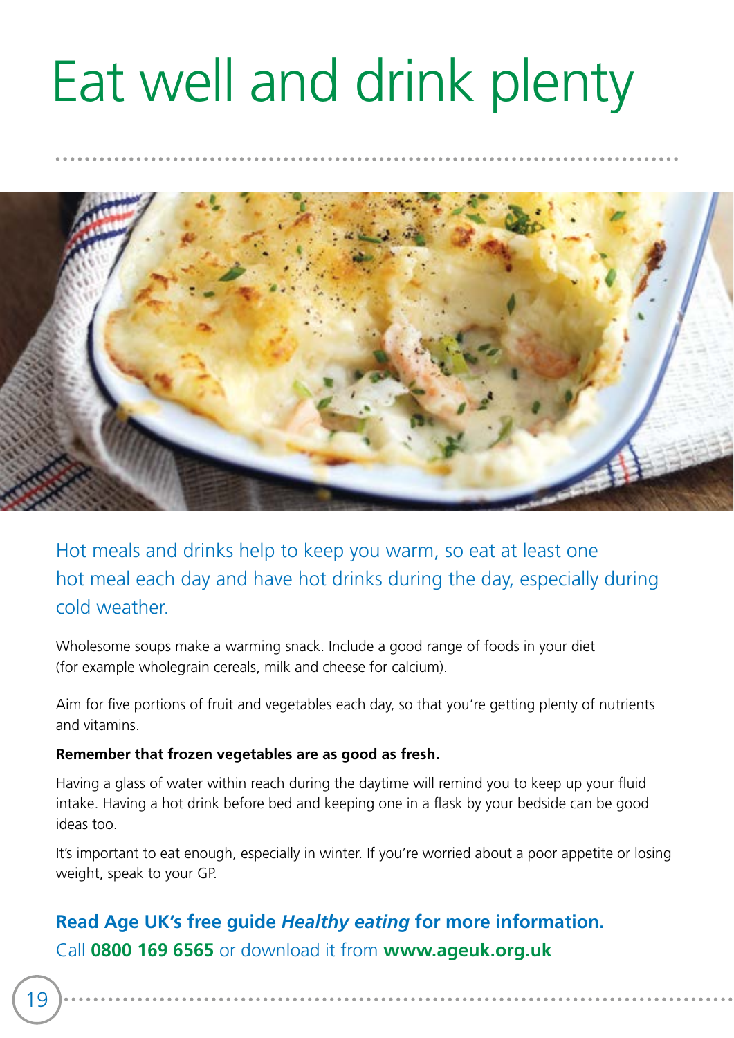# Eat well and drink plenty

Hot meals and drinks help to keep you warm, so eat at least one hot meal each day and have hot drinks during the day, especially during cold weather.

Wholesome soups make a warming snack. Include a good range of foods in your diet (for example wholegrain cereals, milk and cheese for calcium).

Aim for five portions of fruit and vegetables each day, so that you're getting plenty of nutrients and vitamins.

**Remember that frozen vegetables are as good as fresh.**

Having a glass of water within reach during the daytime will remind you to keep up your fluid intake. Having a hot drink before bed and keeping one in a flask by your bedside can be good ideas too.

It's important to eat enough, especially in winter. If you're worried about a poor appetite or losing weight, speak to your GP.

**Read Age UK's free guide *Healthy eating* for more information.**
Call **0800 169 6565** or download it from **www.ageuk.org.uk**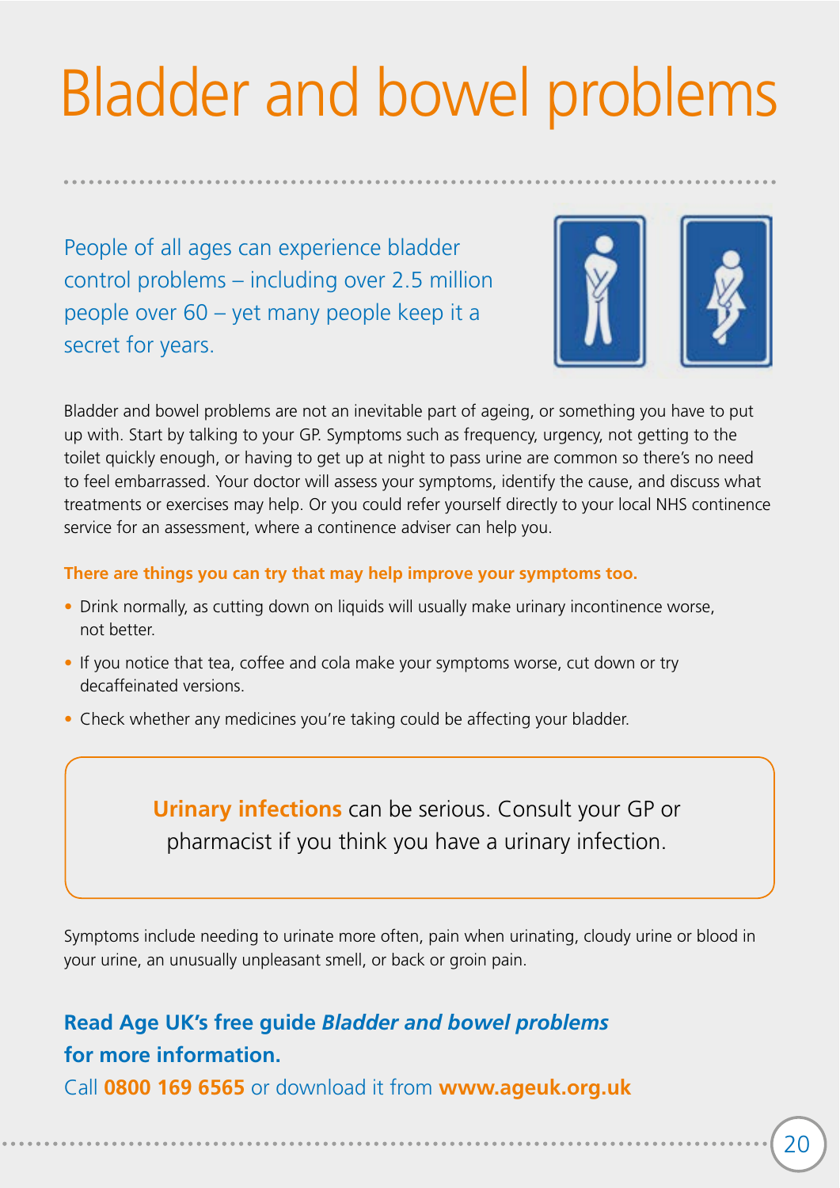# Bladder and bowel problems

People of all ages can experience bladder control problems – including over 2.5 million people over 60 – yet many people keep it a secret for years.

Bladder and bowel problems are not an inevitable part of ageing, or something you have to put up with. Start by talking to your GP. Symptoms such as frequency, urgency, not getting to the toilet quickly enough, or having to get up at night to pass urine are common so there's no need to feel embarrassed. Your doctor will assess your symptoms, identify the cause, and discuss what treatments or exercises may help. Or you could refer yourself directly to your local NHS continence service for an assessment, where a continence adviser can help you.

**There are things you can try that may help improve your symptoms too.**

- Drink normally, as cutting down on liquids will usually make urinary incontinence worse, not better.
- If you notice that tea, coffee and cola make your symptoms worse, cut down or try decaffeinated versions.
- Check whether any medicines you're taking could be affecting your bladder.

> **Urinary infections** can be serious. Consult your GP or pharmacist if you think you have a urinary infection.

Symptoms include needing to urinate more often, pain when urinating, cloudy urine or blood in your urine, an unusually unpleasant smell, or back or groin pain.

**Read Age UK's free guide *Bladder and bowel problems* for more information.**

Call **0800 169 6565** or download it from **www.ageuk.org.uk**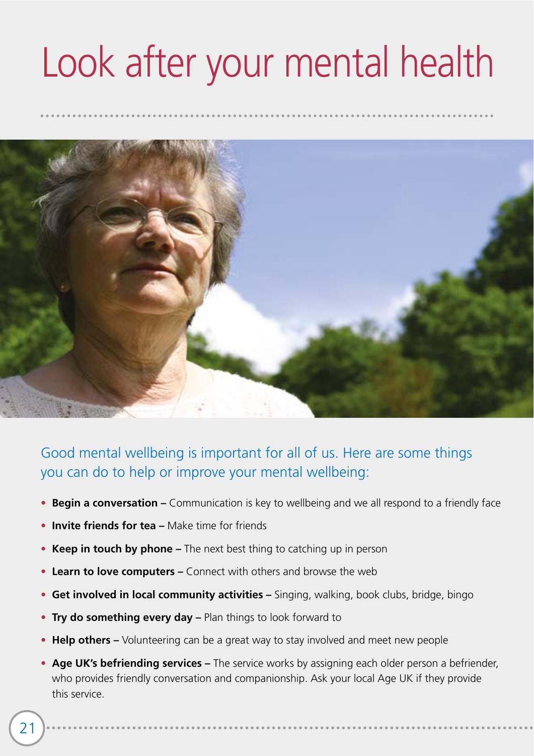# Look after your mental health

Good mental wellbeing is important for all of us. Here are some things you can do to help or improve your mental wellbeing:

- **Begin a conversation –** Communication is key to wellbeing and we all respond to a friendly face
- **Invite friends for tea –** Make time for friends
- **Keep in touch by phone –** The next best thing to catching up in person
- **Learn to love computers –** Connect with others and browse the web
- **Get involved in local community activities –** Singing, walking, book clubs, bridge, bingo
- **Try do something every day –** Plan things to look forward to
- **Help others –** Volunteering can be a great way to stay involved and meet new people
- **Age UK's befriending services –** The service works by assigning each older person a befriender, who provides friendly conversation and companionship. Ask your local Age UK if they provide this service.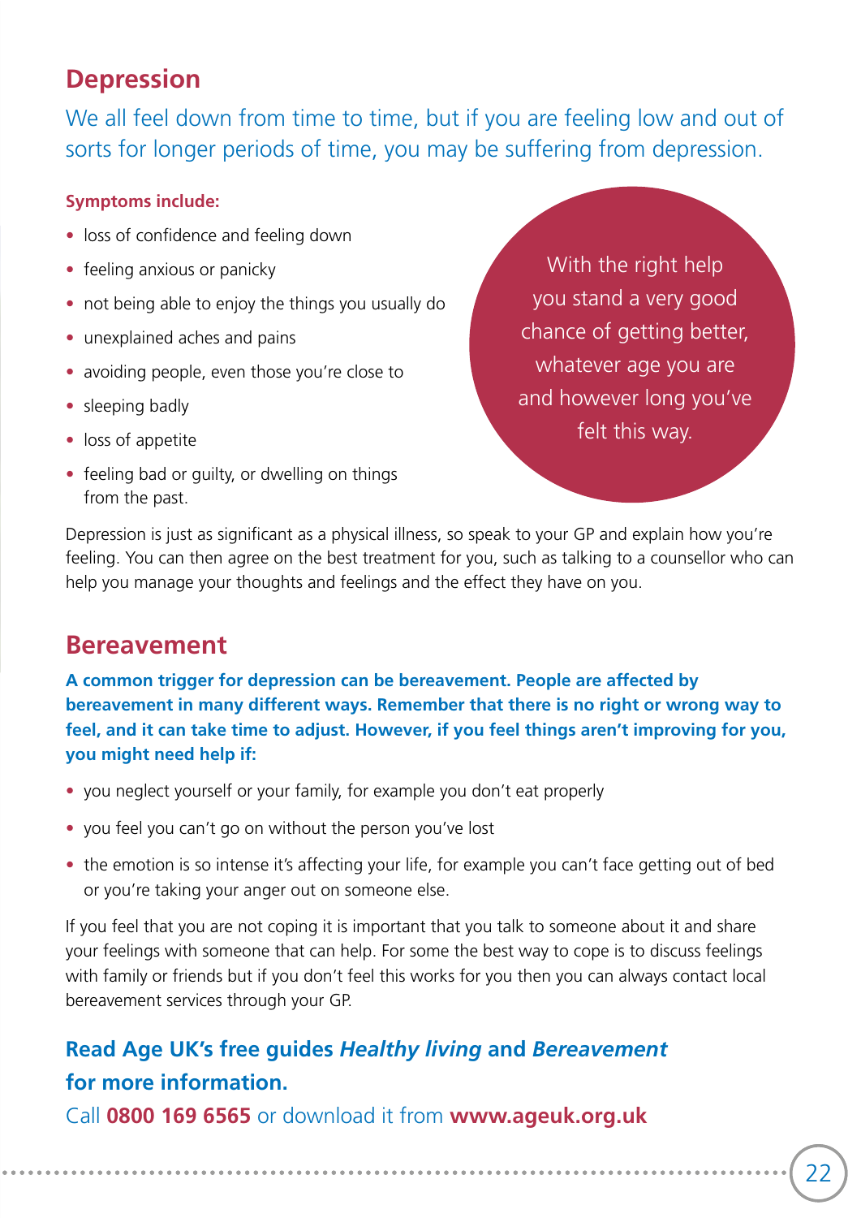## Depression

We all feel down from time to time, but if you are feeling low and out of sorts for longer periods of time, you may be suffering from depression.

**Symptoms include:**

- loss of confidence and feeling down
- feeling anxious or panicky
- not being able to enjoy the things you usually do
- unexplained aches and pains
- avoiding people, even those you're close to
- sleeping badly
- loss of appetite
- feeling bad or guilty, or dwelling on things from the past.

With the right help you stand a very good chance of getting better, whatever age you are and however long you've felt this way.

Depression is just as significant as a physical illness, so speak to your GP and explain how you're feeling. You can then agree on the best treatment for you, such as talking to a counsellor who can help you manage your thoughts and feelings and the effect they have on you.

## Bereavement

**A common trigger for depression can be bereavement. People are affected by bereavement in many different ways. Remember that there is no right or wrong way to feel, and it can take time to adjust. However, if you feel things aren't improving for you, you might need help if:**

- you neglect yourself or your family, for example you don't eat properly
- you feel you can't go on without the person you've lost
- the emotion is so intense it's affecting your life, for example you can't face getting out of bed or you're taking your anger out on someone else.

If you feel that you are not coping it is important that you talk to someone about it and share your feelings with someone that can help. For some the best way to cope is to discuss feelings with family or friends but if you don't feel this works for you then you can always contact local bereavement services through your GP.

**Read Age UK's free guides *Healthy living* and *Bereavement* for more information.**

Call **0800 169 6565** or download it from **www.ageuk.org.uk**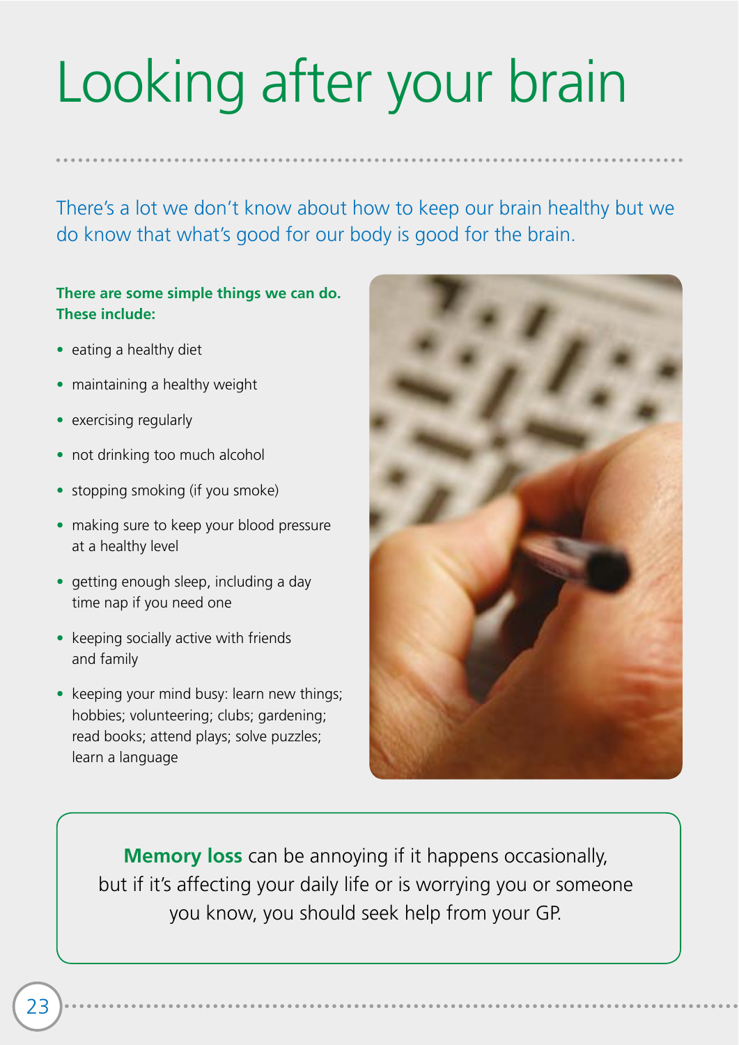# Looking after your brain

There's a lot we don't know about how to keep our brain healthy but we do know that what's good for our body is good for the brain.

**There are some simple things we can do. These include:**

- eating a healthy diet
- maintaining a healthy weight
- exercising regularly
- not drinking too much alcohol
- stopping smoking (if you smoke)
- making sure to keep your blood pressure at a healthy level
- getting enough sleep, including a day time nap if you need one
- keeping socially active with friends and family
- keeping your mind busy: learn new things; hobbies; volunteering; clubs; gardening; read books; attend plays; solve puzzles; learn a language

**Memory loss** can be annoying if it happens occasionally, but if it's affecting your daily life or is worrying you or someone you know, you should seek help from your GP.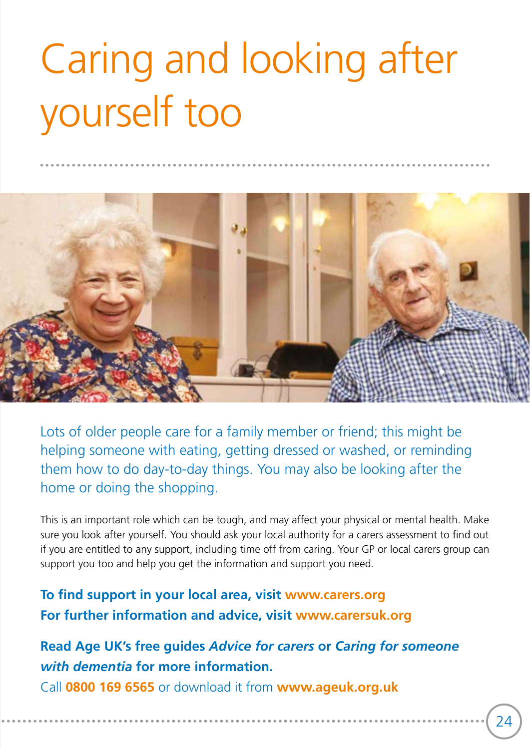# Caring and looking after yourself too

Lots of older people care for a family member or friend; this might be helping someone with eating, getting dressed or washed, or reminding them how to do day-to-day things. You may also be looking after the home or doing the shopping.

This is an important role which can be tough, and may affect your physical or mental health. Make sure you look after yourself. You should ask your local authority for a carers assessment to find out if you are entitled to any support, including time off from caring. Your GP or local carers group can support you too and help you get the information and support you need.

**To find support in your local area, visit www.carers.org**
**For further information and advice, visit www.carersuk.org**

**Read Age UK's free guides *Advice for carers* or *Caring for someone with dementia* for more information.**
Call **0800 169 6565** or download it from **www.ageuk.org.uk**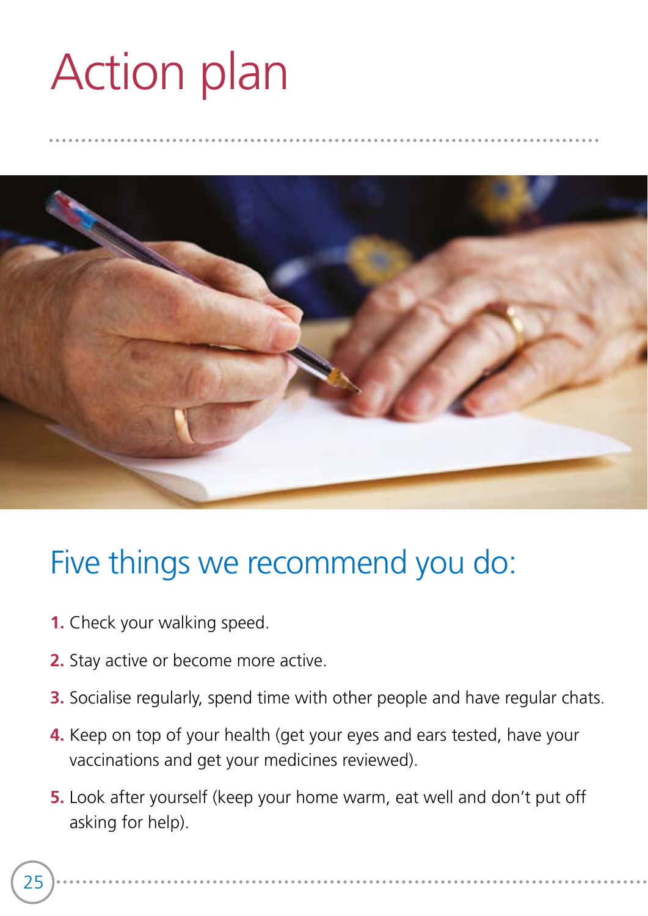# Action plan

## Five things we recommend you do:

1. Check your walking speed.
2. Stay active or become more active.
3. Socialise regularly, spend time with other people and have regular chats.
4. Keep on top of your health (get your eyes and ears tested, have your vaccinations and get your medicines reviewed).
5. Look after yourself (keep your home warm, eat well and don't put off asking for help).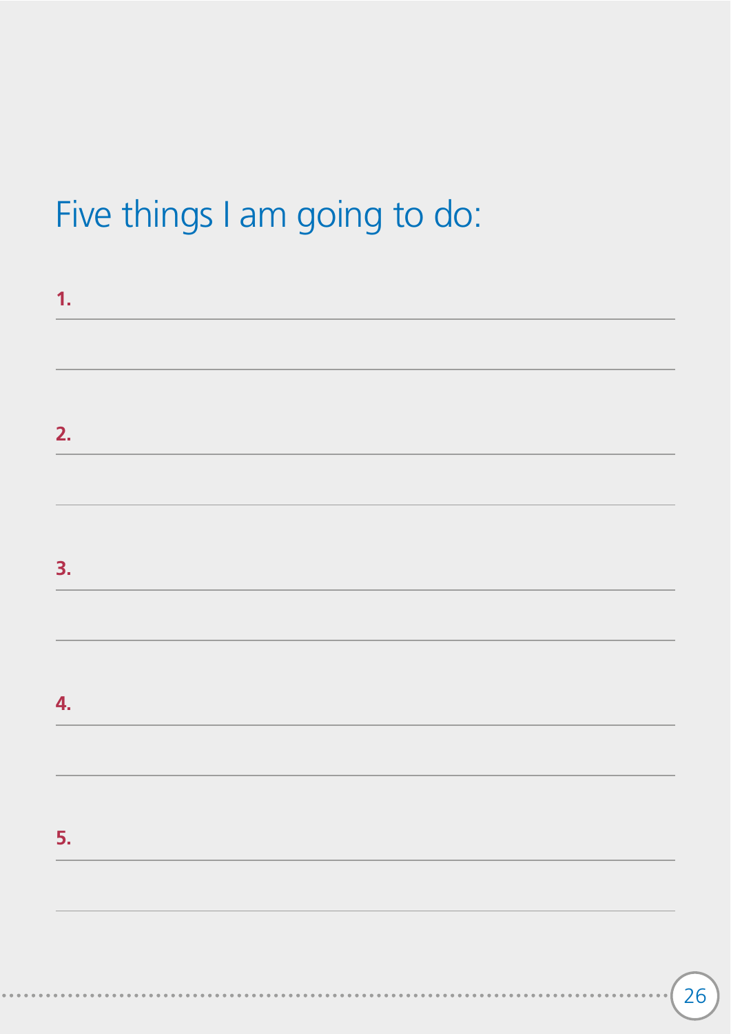# Five things I am going to do:

1. 

2. 

3. 

4. 

5.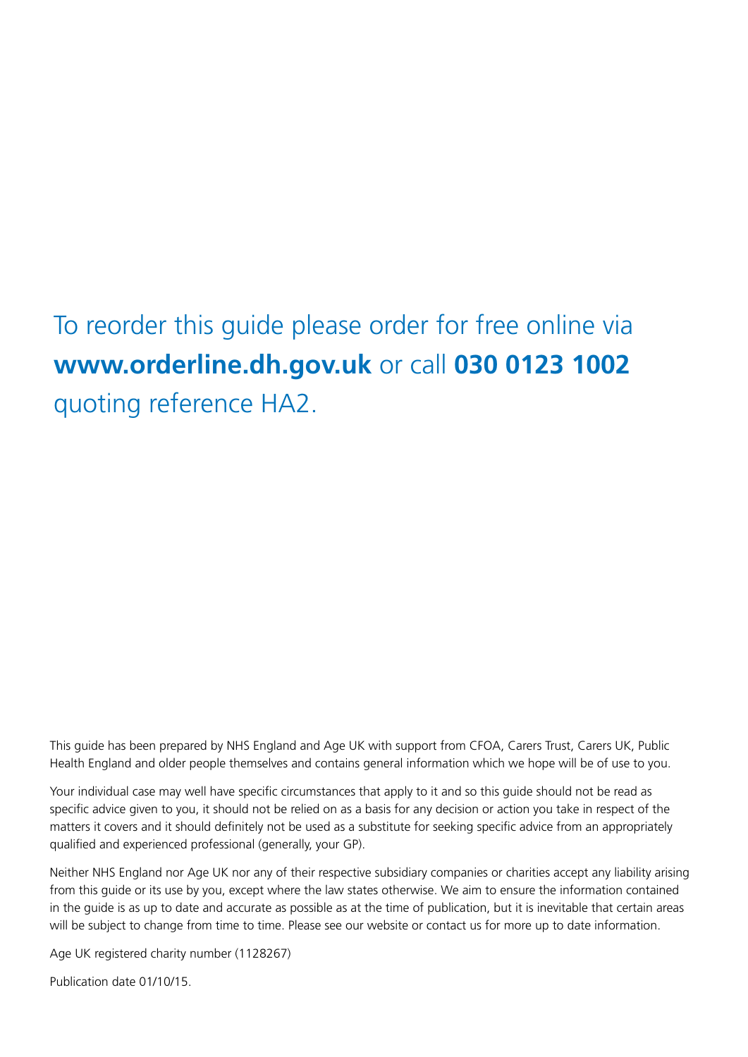To reorder this guide please order for free online via **www.orderline.dh.gov.uk** or call **030 0123 1002** quoting reference HA2.

This guide has been prepared by NHS England and Age UK with support from CFOA, Carers Trust, Carers UK, Public Health England and older people themselves and contains general information which we hope will be of use to you.

Your individual case may well have specific circumstances that apply to it and so this guide should not be read as specific advice given to you, it should not be relied on as a basis for any decision or action you take in respect of the matters it covers and it should definitely not be used as a substitute for seeking specific advice from an appropriately qualified and experienced professional (generally, your GP).

Neither NHS England nor Age UK nor any of their respective subsidiary companies or charities accept any liability arising from this guide or its use by you, except where the law states otherwise. We aim to ensure the information contained in the guide is as up to date and accurate as possible as at the time of publication, but it is inevitable that certain areas will be subject to change from time to time. Please see our website or contact us for more up to date information.

Age UK registered charity number (1128267)

Publication date 01/10/15.